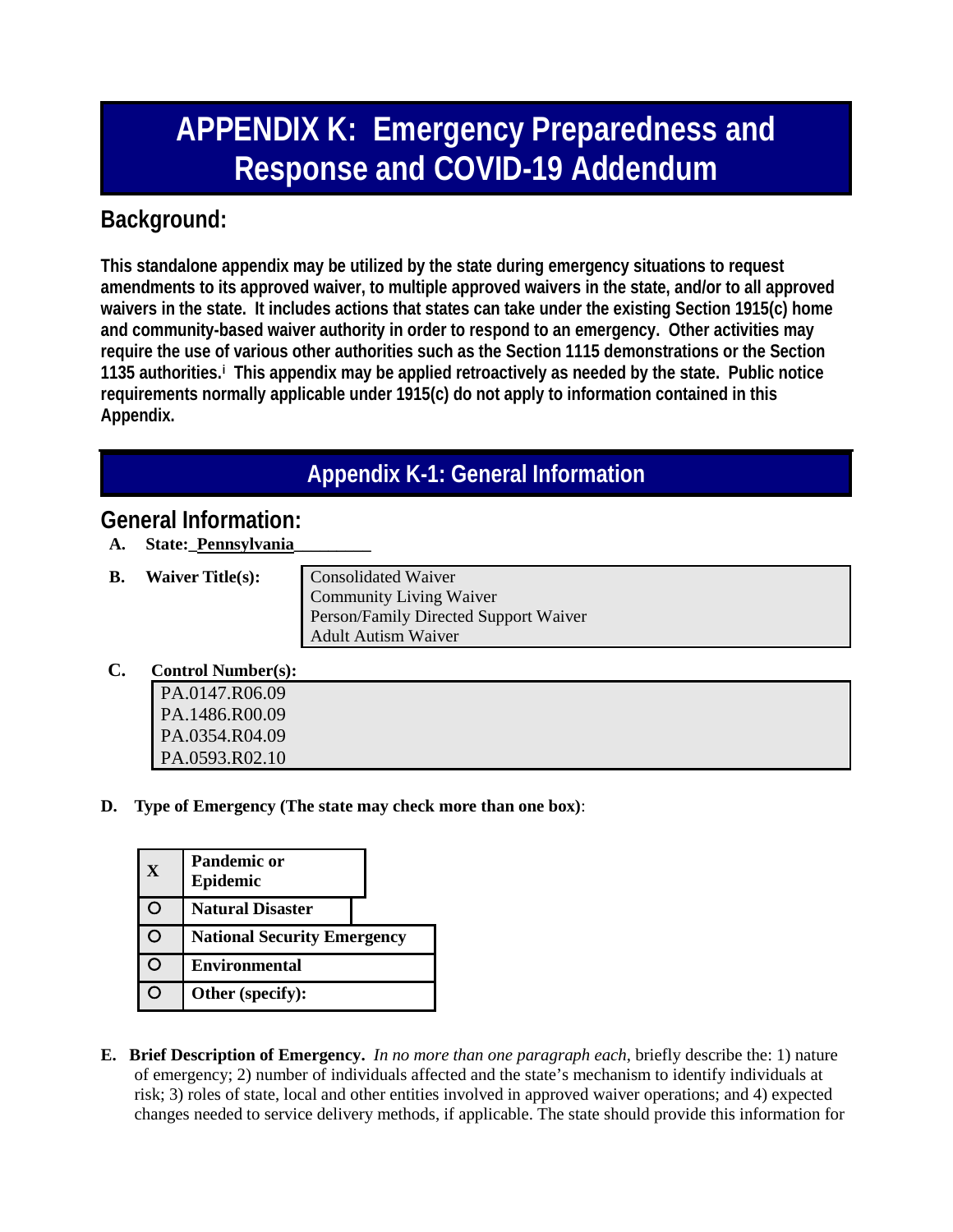# APPENDIX K: Emergency Preparedness and Response and COVID-19 Addendum

## Background:

**This standalone appendix may be utilized by the state during emergency situations to request amendments to its approved waiver, to multiple approved waivers in the state, and/or to all approved waivers in the state. It includes actions that states can take under the existing Section 1915(c) home and community-based waiver authority in order to respond to an emergency. Other activities may require the use of various other authorities such as the Section 1115 demonstrations or the Section 1135 authorities.[i] This appendix may be applied retroactively as needed by the state. Public notice requirements normally applicable under 1915(c) do not apply to information contained in this Appendix.**

## Appendix K-1: General Information

## General Information:

**A. State:** Pennsylvania

**B. Waiver Title(s):**

Consolidated Waiver
Community Living Waiver
Person/Family Directed Support Waiver
Adult Autism Waiver

**C. Control Number(s):**

PA.0147.R06.09
PA.1486.R00.09
PA.0354.R04.09
PA.0593.R02.10

**D. Type of Emergency (The state may check more than one box)**:

| | |
|---|---|
| X | **Pandemic or Epidemic** |
| O | **Natural Disaster** |
| O | **National Security Emergency** |
| O | **Environmental** |
| O | **Other (specify):** |

**E. Brief Description of Emergency.** *In no more than one paragraph each*, briefly describe the: 1) nature of emergency; 2) number of individuals affected and the state's mechanism to identify individuals at risk; 3) roles of state, local and other entities involved in approved waiver operations; and 4) expected changes needed to service delivery methods, if applicable. The state should provide this information for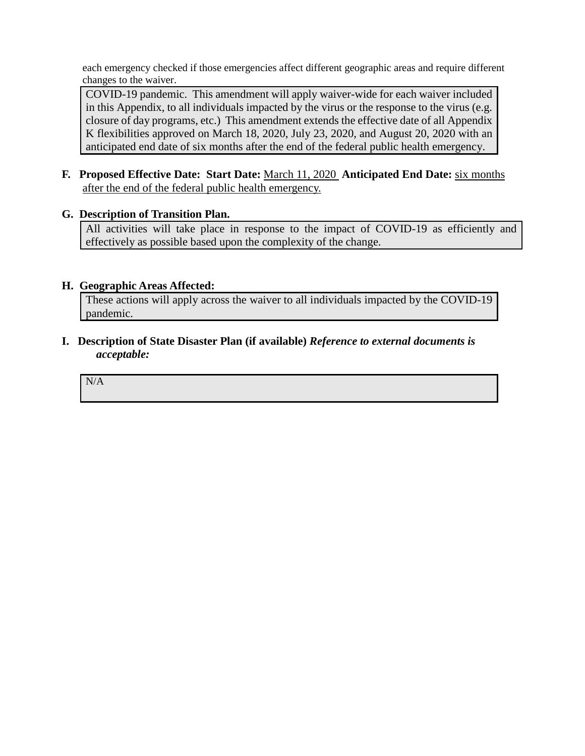each emergency checked if those emergencies affect different geographic areas and require different changes to the waiver.

COVID-19 pandemic. This amendment will apply waiver-wide for each waiver included in this Appendix, to all individuals impacted by the virus or the response to the virus (e.g. closure of day programs, etc.) This amendment extends the effective date of all Appendix K flexibilities approved on March 18, 2020, July 23, 2020, and August 20, 2020 with an anticipated end date of six months after the end of the federal public health emergency.

**F. Proposed Effective Date: Start Date:** March 11, 2020 **Anticipated End Date:** six months after the end of the federal public health emergency.

**G. Description of Transition Plan.**

All activities will take place in response to the impact of COVID-19 as efficiently and effectively as possible based upon the complexity of the change.

**H. Geographic Areas Affected:**

These actions will apply across the waiver to all individuals impacted by the COVID-19 pandemic.

**I. Description of State Disaster Plan (if available)** ***Reference to external documents is acceptable:***

N/A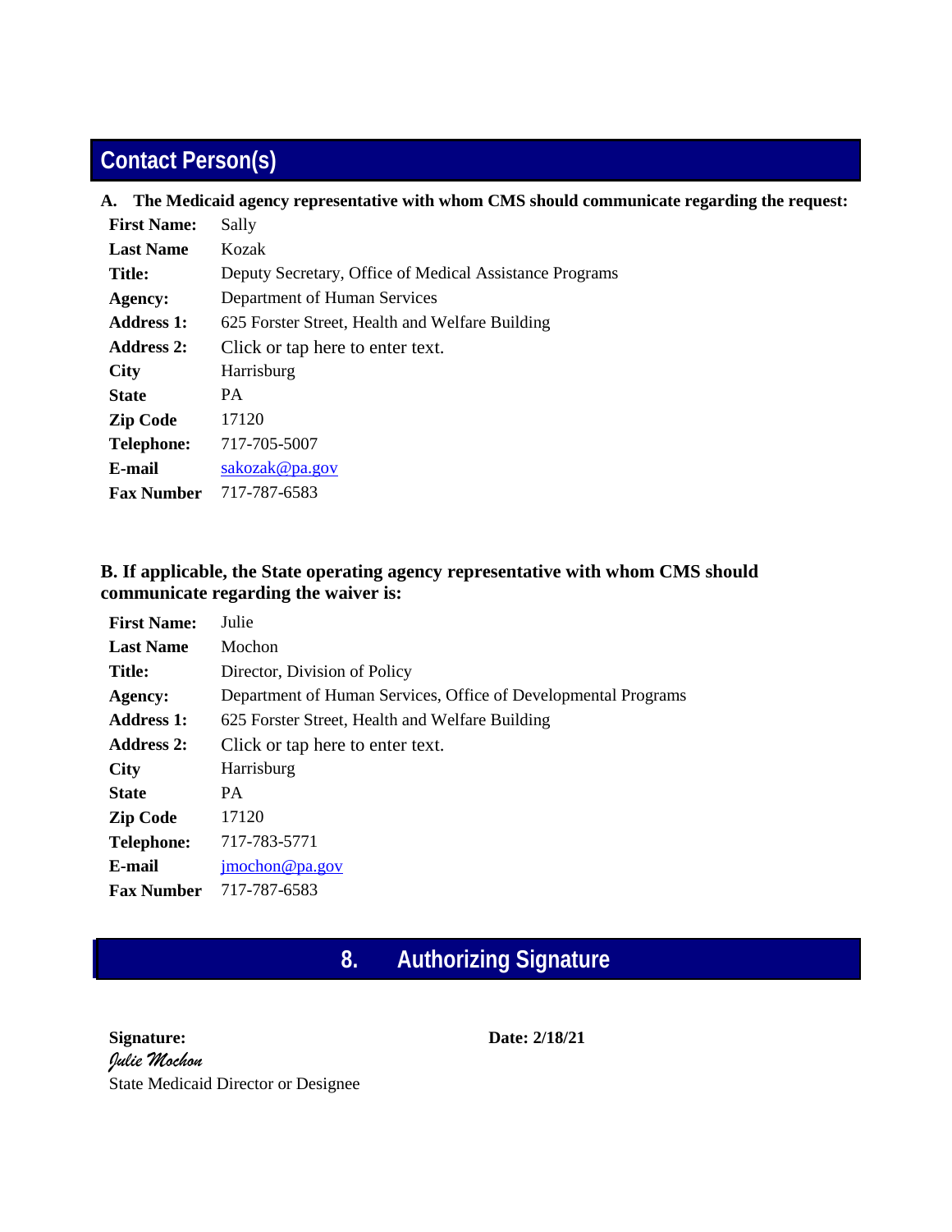## Contact Person(s)

**A. The Medicaid agency representative with whom CMS should communicate regarding the request:**

| | |
|---|---|
| **First Name:** | Sally |
| **Last Name** | Kozak |
| **Title:** | Deputy Secretary, Office of Medical Assistance Programs |
| **Agency:** | Department of Human Services |
| **Address 1:** | 625 Forster Street, Health and Welfare Building |
| **Address 2:** | Click or tap here to enter text. |
| **City** | Harrisburg |
| **State** | PA |
| **Zip Code** | 17120 |
| **Telephone:** | 717-705-5007 |
| **E-mail** | sakozak@pa.gov |
| **Fax Number** | 717-787-6583 |

**B. If applicable, the State operating agency representative with whom CMS should communicate regarding the waiver is:**

| | |
|---|---|
| **First Name:** | Julie |
| **Last Name** | Mochon |
| **Title:** | Director, Division of Policy |
| **Agency:** | Department of Human Services, Office of Developmental Programs |
| **Address 1:** | 625 Forster Street, Health and Welfare Building |
| **Address 2:** | Click or tap here to enter text. |
| **City** | Harrisburg |
| **State** | PA |
| **Zip Code** | 17120 |
| **Telephone:** | 717-783-5771 |
| **E-mail** | jmochon@pa.gov |
| **Fax Number** | 717-787-6583 |

## 8. Authorizing Signature

**Signature:** *Julie Mochon*

State Medicaid Director or Designee

**Date: 2/18/21**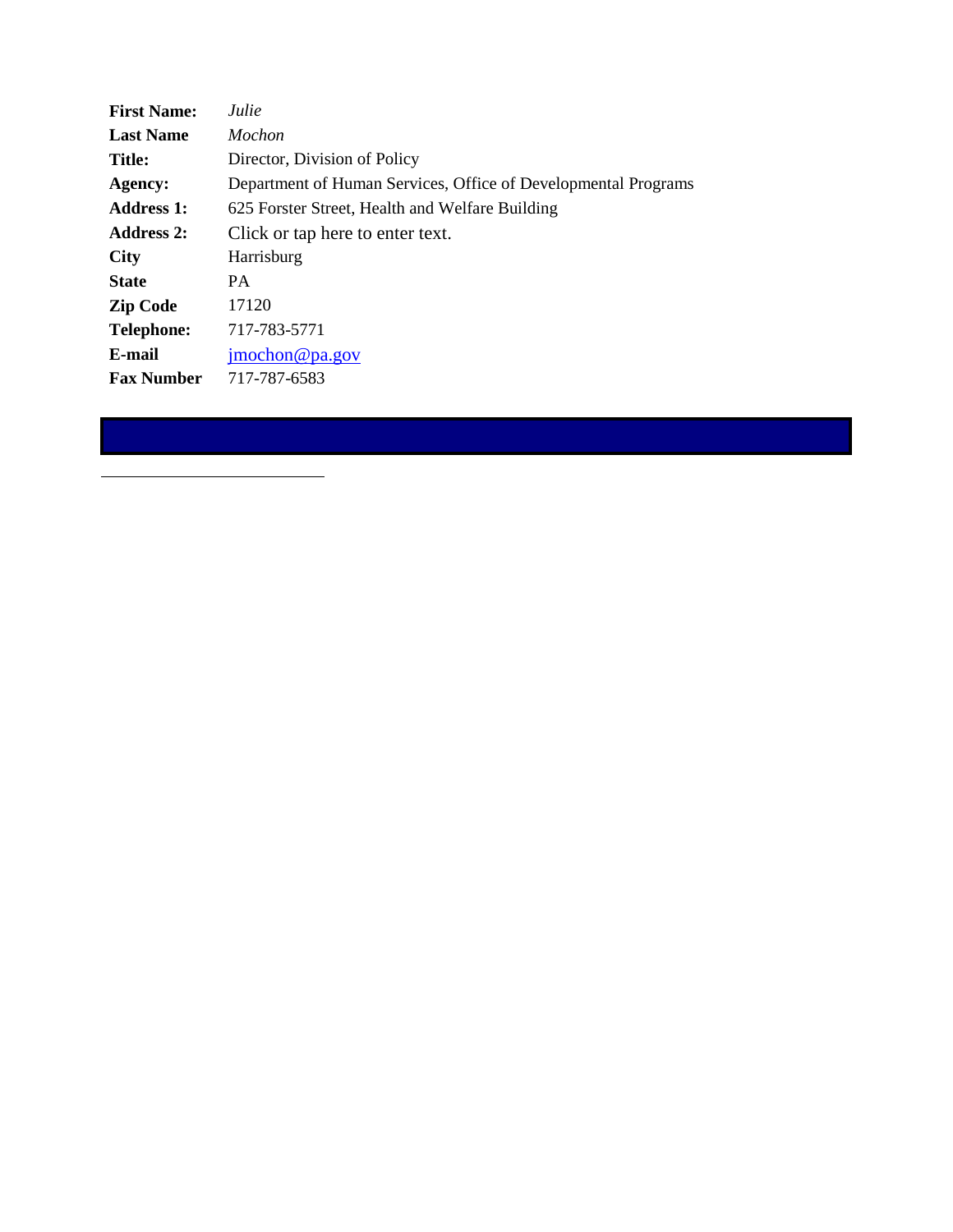| | |
|---|---|
| **First Name:** | *Julie* |
| **Last Name** | *Mochon* |
| **Title:** | Director, Division of Policy |
| **Agency:** | Department of Human Services, Office of Developmental Programs |
| **Address 1:** | 625 Forster Street, Health and Welfare Building |
| **Address 2:** | Click or tap here to enter text. |
| **City** | Harrisburg |
| **State** | PA |
| **Zip Code** | 17120 |
| **Telephone:** | 717-783-5771 |
| **E-mail** | jmochon@pa.gov |
| **Fax Number** | 717-787-6583 |